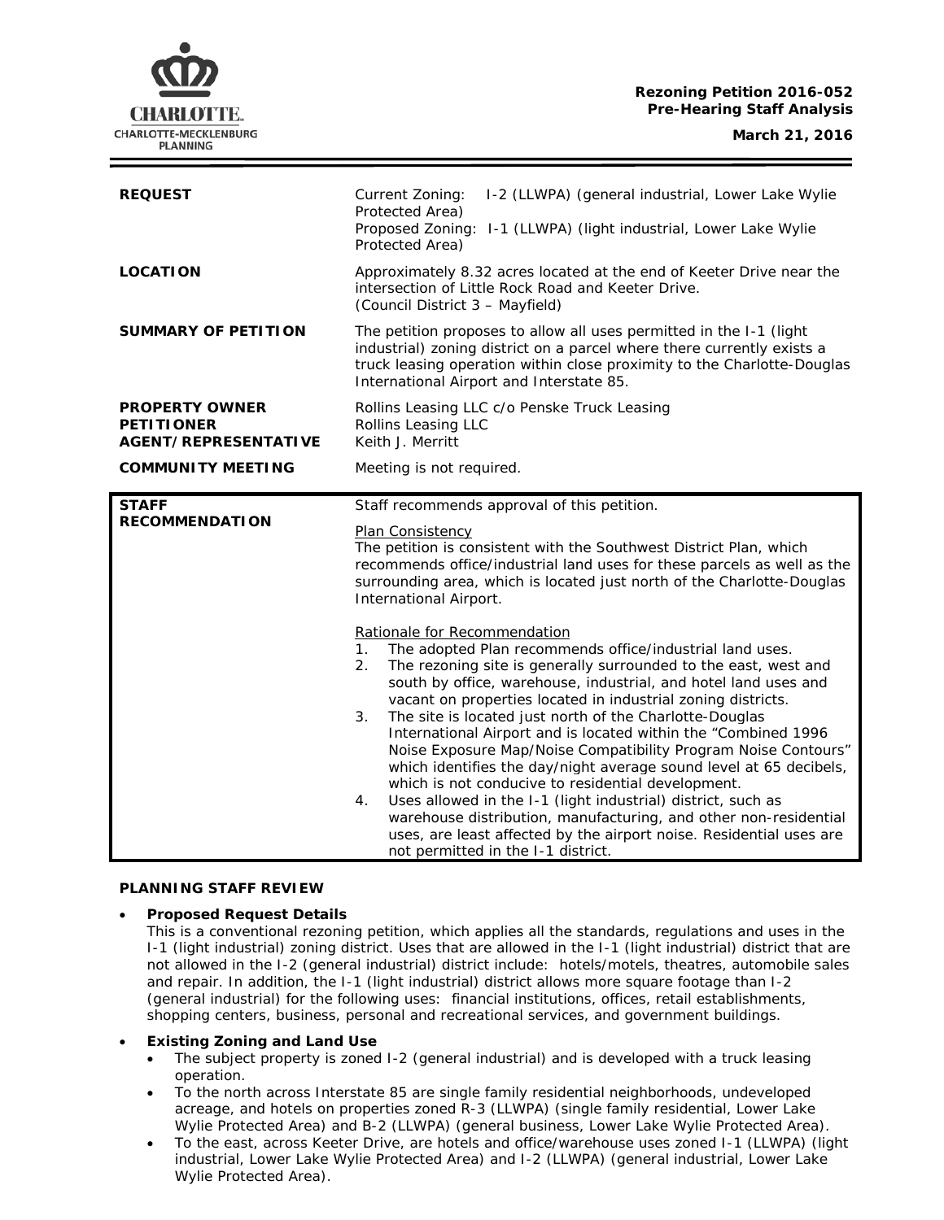**Rezoning Petition 2016-052**
**Pre-Hearing Staff Analysis**

**March 21, 2016**

| | |
|---|---|
| **REQUEST** | Current Zoning: I-2 (LLWPA) (general industrial, Lower Lake Wylie Protected Area)<br>Proposed Zoning: I-1 (LLWPA) (light industrial, Lower Lake Wylie Protected Area) |
| **LOCATION** | Approximately 8.32 acres located at the end of Keeter Drive near the intersection of Little Rock Road and Keeter Drive.<br>(Council District 3 – Mayfield) |
| **SUMMARY OF PETITION** | The petition proposes to allow all uses permitted in the I-1 (light industrial) zoning district on a parcel where there currently exists a truck leasing operation within close proximity to the Charlotte-Douglas International Airport and Interstate 85. |
| **PROPERTY OWNER**<br>**PETITIONER**<br>**AGENT/REPRESENTATIVE** | Rollins Leasing LLC c/o Penske Truck Leasing<br>Rollins Leasing LLC<br>Keith J. Merritt |
| **COMMUNITY MEETING** | Meeting is not required. |

| | |
|---|---|
| **STAFF RECOMMENDATION** | Staff recommends approval of this petition.<br><br><u>Plan Consistency</u><br>The petition is consistent with the Southwest District Plan, which recommends office/industrial land uses for these parcels as well as the surrounding area, which is located just north of the Charlotte-Douglas International Airport.<br><br><u>Rationale for Recommendation</u><br>1. The adopted Plan recommends office/industrial land uses.<br>2. The rezoning site is generally surrounded to the east, west and south by office, warehouse, industrial, and hotel land uses and vacant on properties located in industrial zoning districts.<br>3. The site is located just north of the Charlotte-Douglas International Airport and is located within the "Combined 1996 Noise Exposure Map/Noise Compatibility Program Noise Contours" which identifies the day/night average sound level at 65 decibels, which is not conducive to residential development.<br>4. Uses allowed in the I-1 (light industrial) district, such as warehouse distribution, manufacturing, and other non-residential uses, are least affected by the airport noise. Residential uses are not permitted in the I-1 district. |

**PLANNING STAFF REVIEW**

- **Proposed Request Details**
  This is a conventional rezoning petition, which applies all the standards, regulations and uses in the I-1 (light industrial) zoning district. Uses that are allowed in the I-1 (light industrial) district that are not allowed in the I-2 (general industrial) district include: hotels/motels, theatres, automobile sales and repair. In addition, the I-1 (light industrial) district allows more square footage than I-2 (general industrial) for the following uses: financial institutions, offices, retail establishments, shopping centers, business, personal and recreational services, and government buildings.

- **Existing Zoning and Land Use**
  - The subject property is zoned I-2 (general industrial) and is developed with a truck leasing operation.
  - To the north across Interstate 85 are single family residential neighborhoods, undeveloped acreage, and hotels on properties zoned R-3 (LLWPA) (single family residential, Lower Lake Wylie Protected Area) and B-2 (LLWPA) (general business, Lower Lake Wylie Protected Area).
  - To the east, across Keeter Drive, are hotels and office/warehouse uses zoned I-1 (LLWPA) (light industrial, Lower Lake Wylie Protected Area) and I-2 (LLWPA) (general industrial, Lower Lake Wylie Protected Area).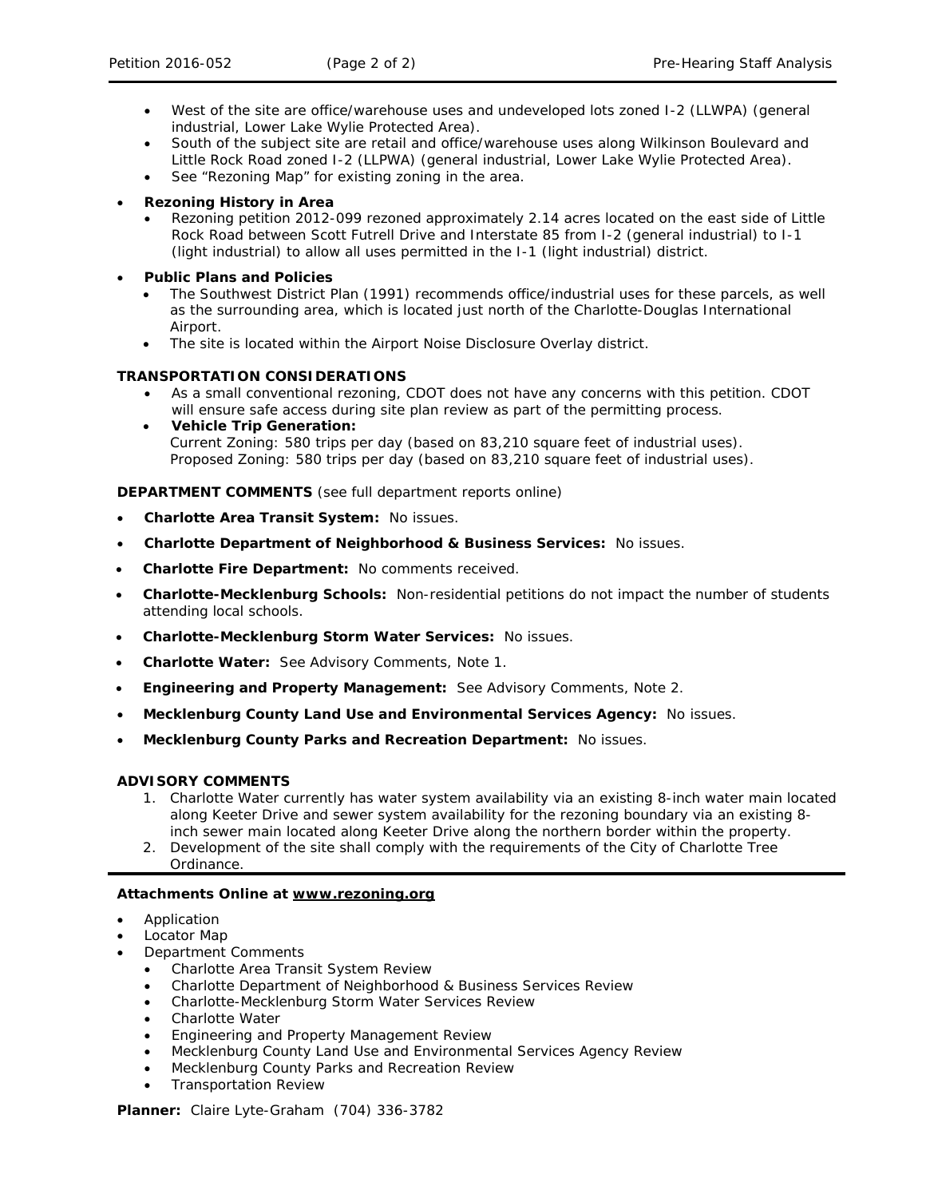- West of the site are office/warehouse uses and undeveloped lots zoned I-2 (LLWPA) (general industrial, Lower Lake Wylie Protected Area).
- South of the subject site are retail and office/warehouse uses along Wilkinson Boulevard and Little Rock Road zoned I-2 (LLPWA) (general industrial, Lower Lake Wylie Protected Area).
- See "Rezoning Map" for existing zoning in the area.

- **Rezoning History in Area**
  - Rezoning petition 2012-099 rezoned approximately 2.14 acres located on the east side of Little Rock Road between Scott Futrell Drive and Interstate 85 from I-2 (general industrial) to I-1 (light industrial) to allow all uses permitted in the I-1 (light industrial) district.

- **Public Plans and Policies**
  - The Southwest District Plan (1991) recommends office/industrial uses for these parcels, as well as the surrounding area, which is located just north of the Charlotte-Douglas International Airport.
  - The site is located within the Airport Noise Disclosure Overlay district.

**TRANSPORTATION CONSIDERATIONS**

- As a small conventional rezoning, CDOT does not have any concerns with this petition. CDOT will ensure safe access during site plan review as part of the permitting process.
- **Vehicle Trip Generation:**
  Current Zoning: 580 trips per day (based on 83,210 square feet of industrial uses).
  Proposed Zoning: 580 trips per day (based on 83,210 square feet of industrial uses).

**DEPARTMENT COMMENTS** (see full department reports online)

- **Charlotte Area Transit System:** No issues.
- **Charlotte Department of Neighborhood & Business Services:** No issues.
- **Charlotte Fire Department:** No comments received.
- **Charlotte-Mecklenburg Schools:** Non-residential petitions do not impact the number of students attending local schools.
- **Charlotte-Mecklenburg Storm Water Services:** No issues.
- **Charlotte Water:** See Advisory Comments, Note 1.
- **Engineering and Property Management:** See Advisory Comments, Note 2.
- **Mecklenburg County Land Use and Environmental Services Agency:** No issues.
- **Mecklenburg County Parks and Recreation Department:** No issues.

**ADVISORY COMMENTS**

1. Charlotte Water currently has water system availability via an existing 8-inch water main located along Keeter Drive and sewer system availability for the rezoning boundary via an existing 8-inch sewer main located along Keeter Drive along the northern border within the property.
2. Development of the site shall comply with the requirements of the City of Charlotte Tree Ordinance.

**Attachments Online at www.rezoning.org**

- Application
- Locator Map
- Department Comments
  - Charlotte Area Transit System Review
  - Charlotte Department of Neighborhood & Business Services Review
  - Charlotte-Mecklenburg Storm Water Services Review
  - Charlotte Water
  - Engineering and Property Management Review
  - Mecklenburg County Land Use and Environmental Services Agency Review
  - Mecklenburg County Parks and Recreation Review
  - Transportation Review

**Planner:** Claire Lyte-Graham (704) 336-3782